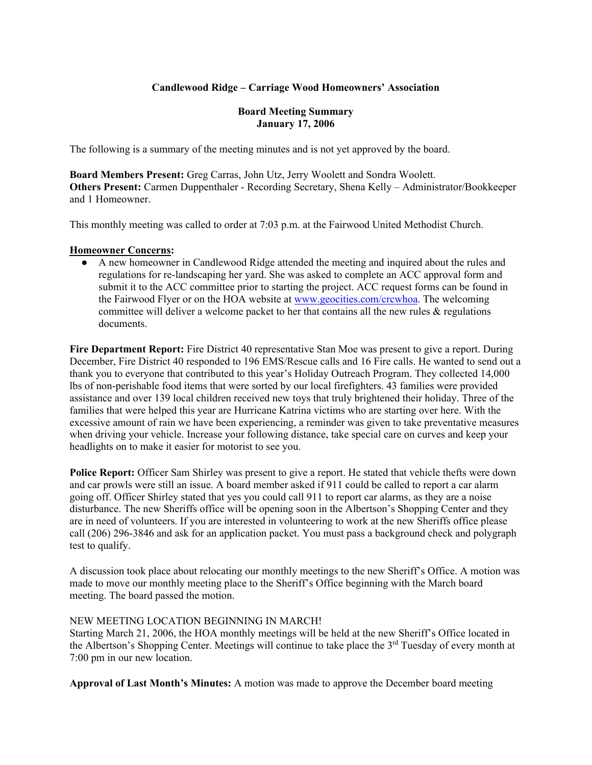**Candlewood Ridge – Carriage Wood Homeowners' Association**

**Board Meeting Summary**
**January 17, 2006**

The following is a summary of the meeting minutes and is not yet approved by the board.

**Board Members Present:** Greg Carras, John Utz, Jerry Woolett and Sondra Woolett.
**Others Present:** Carmen Duppenthaler - Recording Secretary, Shena Kelly – Administrator/Bookkeeper and 1 Homeowner.

This monthly meeting was called to order at 7:03 p.m. at the Fairwood United Methodist Church.

**Homeowner Concerns:**

- A new homeowner in Candlewood Ridge attended the meeting and inquired about the rules and regulations for re-landscaping her yard. She was asked to complete an ACC approval form and submit it to the ACC committee prior to starting the project. ACC request forms can be found in the Fairwood Flyer or on the HOA website at www.geocities.com/crcwhoa. The welcoming committee will deliver a welcome packet to her that contains all the new rules & regulations documents.

**Fire Department Report:** Fire District 40 representative Stan Moe was present to give a report. During December, Fire District 40 responded to 196 EMS/Rescue calls and 16 Fire calls. He wanted to send out a thank you to everyone that contributed to this year's Holiday Outreach Program. They collected 14,000 lbs of non-perishable food items that were sorted by our local firefighters. 43 families were provided assistance and over 139 local children received new toys that truly brightened their holiday. Three of the families that were helped this year are Hurricane Katrina victims who are starting over here. With the excessive amount of rain we have been experiencing, a reminder was given to take preventative measures when driving your vehicle. Increase your following distance, take special care on curves and keep your headlights on to make it easier for motorist to see you.

**Police Report:** Officer Sam Shirley was present to give a report. He stated that vehicle thefts were down and car prowls were still an issue. A board member asked if 911 could be called to report a car alarm going off. Officer Shirley stated that yes you could call 911 to report car alarms, as they are a noise disturbance. The new Sheriffs office will be opening soon in the Albertson's Shopping Center and they are in need of volunteers. If you are interested in volunteering to work at the new Sheriffs office please call (206) 296-3846 and ask for an application packet. You must pass a background check and polygraph test to qualify.

A discussion took place about relocating our monthly meetings to the new Sheriff's Office. A motion was made to move our monthly meeting place to the Sheriff's Office beginning with the March board meeting. The board passed the motion.

NEW MEETING LOCATION BEGINNING IN MARCH!
Starting March 21, 2006, the HOA monthly meetings will be held at the new Sheriff's Office located in the Albertson's Shopping Center. Meetings will continue to take place the 3rd Tuesday of every month at 7:00 pm in our new location.

**Approval of Last Month's Minutes:** A motion was made to approve the December board meeting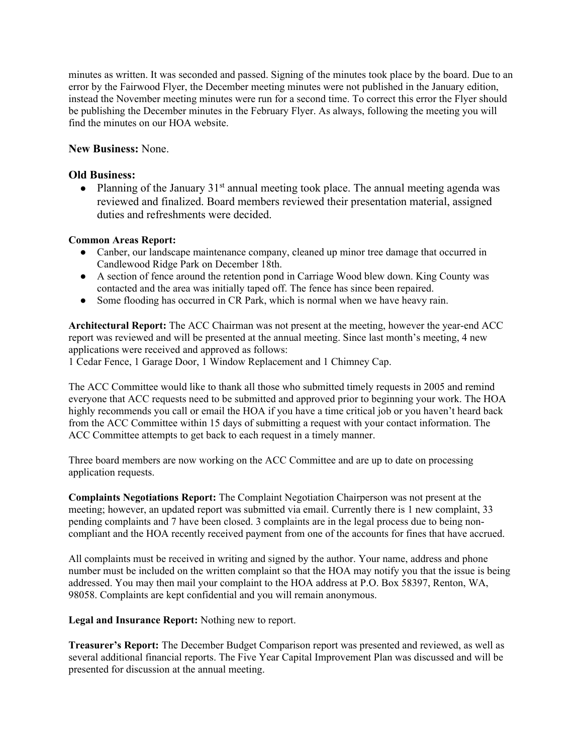minutes as written. It was seconded and passed. Signing of the minutes took place by the board. Due to an error by the Fairwood Flyer, the December meeting minutes were not published in the January edition, instead the November meeting minutes were run for a second time. To correct this error the Flyer should be publishing the December minutes in the February Flyer. As always, following the meeting you will find the minutes on our HOA website.

**New Business:** None.

**Old Business:**

- Planning of the January 31st annual meeting took place. The annual meeting agenda was reviewed and finalized. Board members reviewed their presentation material, assigned duties and refreshments were decided.

**Common Areas Report:**

- Canber, our landscape maintenance company, cleaned up minor tree damage that occurred in Candlewood Ridge Park on December 18th.
- A section of fence around the retention pond in Carriage Wood blew down. King County was contacted and the area was initially taped off. The fence has since been repaired.
- Some flooding has occurred in CR Park, which is normal when we have heavy rain.

**Architectural Report:** The ACC Chairman was not present at the meeting, however the year-end ACC report was reviewed and will be presented at the annual meeting. Since last month's meeting, 4 new applications were received and approved as follows:
1 Cedar Fence, 1 Garage Door, 1 Window Replacement and 1 Chimney Cap.

The ACC Committee would like to thank all those who submitted timely requests in 2005 and remind everyone that ACC requests need to be submitted and approved prior to beginning your work. The HOA highly recommends you call or email the HOA if you have a time critical job or you haven't heard back from the ACC Committee within 15 days of submitting a request with your contact information. The ACC Committee attempts to get back to each request in a timely manner.

Three board members are now working on the ACC Committee and are up to date on processing application requests.

**Complaints Negotiations Report:** The Complaint Negotiation Chairperson was not present at the meeting; however, an updated report was submitted via email. Currently there is 1 new complaint, 33 pending complaints and 7 have been closed. 3 complaints are in the legal process due to being non-compliant and the HOA recently received payment from one of the accounts for fines that have accrued.

All complaints must be received in writing and signed by the author. Your name, address and phone number must be included on the written complaint so that the HOA may notify you that the issue is being addressed. You may then mail your complaint to the HOA address at P.O. Box 58397, Renton, WA, 98058. Complaints are kept confidential and you will remain anonymous.

**Legal and Insurance Report:** Nothing new to report.

**Treasurer's Report:** The December Budget Comparison report was presented and reviewed, as well as several additional financial reports. The Five Year Capital Improvement Plan was discussed and will be presented for discussion at the annual meeting.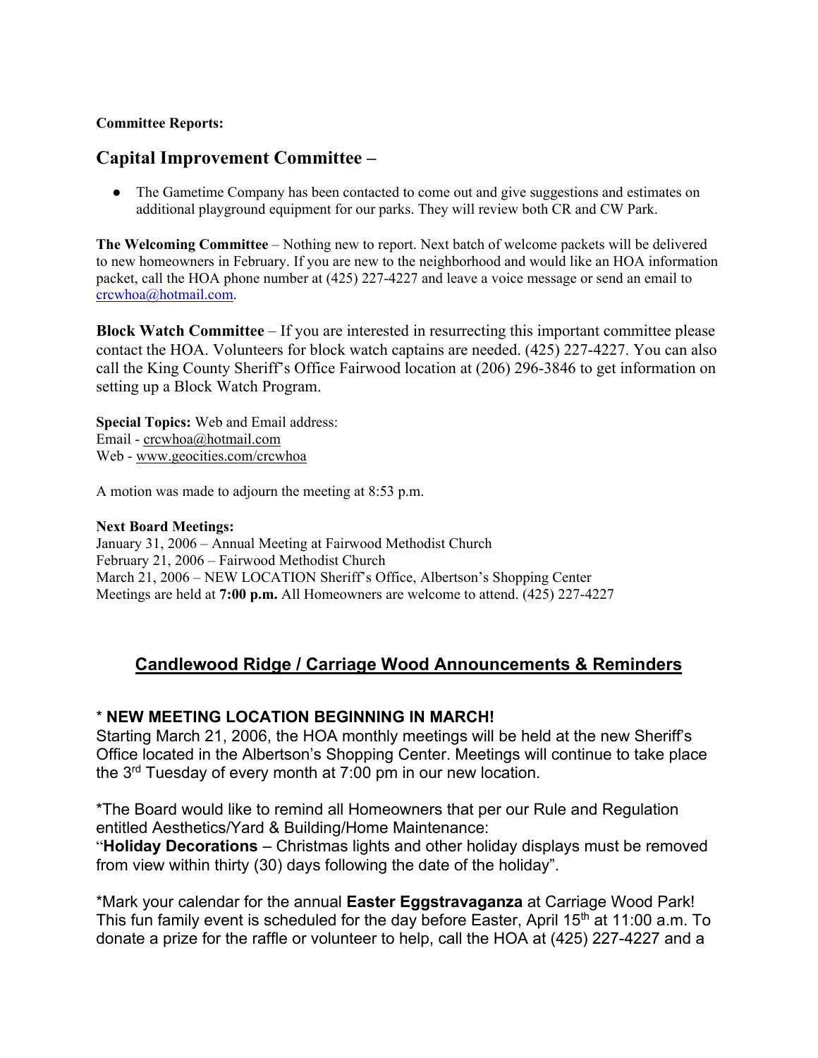**Committee Reports:**

## Capital Improvement Committee –

- The Gametime Company has been contacted to come out and give suggestions and estimates on additional playground equipment for our parks. They will review both CR and CW Park.

**The Welcoming Committee** – Nothing new to report. Next batch of welcome packets will be delivered to new homeowners in February. If you are new to the neighborhood and would like an HOA information packet, call the HOA phone number at (425) 227-4227 and leave a voice message or send an email to crcwhoa@hotmail.com.

**Block Watch Committee** – If you are interested in resurrecting this important committee please contact the HOA. Volunteers for block watch captains are needed. (425) 227-4227. You can also call the King County Sheriff's Office Fairwood location at (206) 296-3846 to get information on setting up a Block Watch Program.

**Special Topics:** Web and Email address:
Email - crcwhoa@hotmail.com
Web - www.geocities.com/crcwhoa

A motion was made to adjourn the meeting at 8:53 p.m.

**Next Board Meetings:**
January 31, 2006 – Annual Meeting at Fairwood Methodist Church
February 21, 2006 – Fairwood Methodist Church
March 21, 2006 – NEW LOCATION Sheriff's Office, Albertson's Shopping Center
Meetings are held at **7:00 p.m.** All Homeowners are welcome to attend. (425) 227-4227

## Candlewood Ridge / Carriage Wood Announcements & Reminders

**\* NEW MEETING LOCATION BEGINNING IN MARCH!**
Starting March 21, 2006, the HOA monthly meetings will be held at the new Sheriff's Office located in the Albertson's Shopping Center. Meetings will continue to take place the 3rd Tuesday of every month at 7:00 pm in our new location.

\*The Board would like to remind all Homeowners that per our Rule and Regulation entitled Aesthetics/Yard & Building/Home Maintenance:
"**Holiday Decorations** – Christmas lights and other holiday displays must be removed from view within thirty (30) days following the date of the holiday".

\*Mark your calendar for the annual **Easter Eggstravaganza** at Carriage Wood Park! This fun family event is scheduled for the day before Easter, April 15th at 11:00 a.m. To donate a prize for the raffle or volunteer to help, call the HOA at (425) 227-4227 and a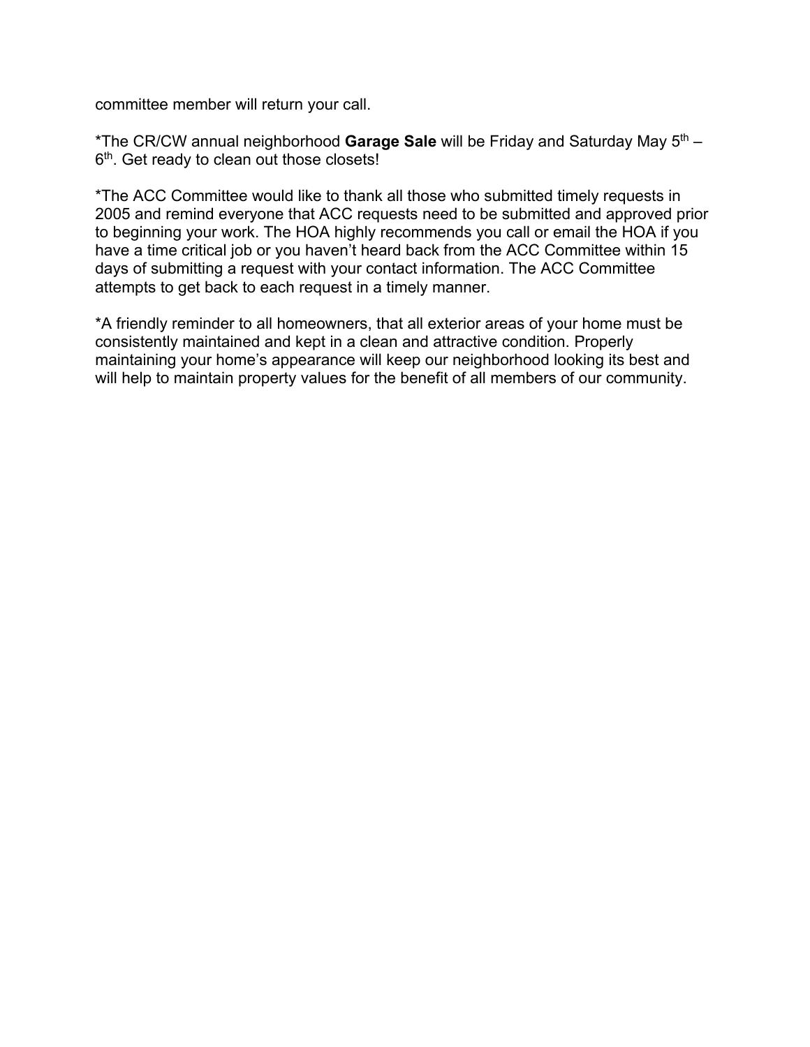committee member will return your call.

*The CR/CW annual neighborhood **Garage Sale** will be Friday and Saturday May 5th – 6th. Get ready to clean out those closets!

*The ACC Committee would like to thank all those who submitted timely requests in 2005 and remind everyone that ACC requests need to be submitted and approved prior to beginning your work. The HOA highly recommends you call or email the HOA if you have a time critical job or you haven't heard back from the ACC Committee within 15 days of submitting a request with your contact information. The ACC Committee attempts to get back to each request in a timely manner.

*A friendly reminder to all homeowners, that all exterior areas of your home must be consistently maintained and kept in a clean and attractive condition. Properly maintaining your home's appearance will keep our neighborhood looking its best and will help to maintain property values for the benefit of all members of our community.